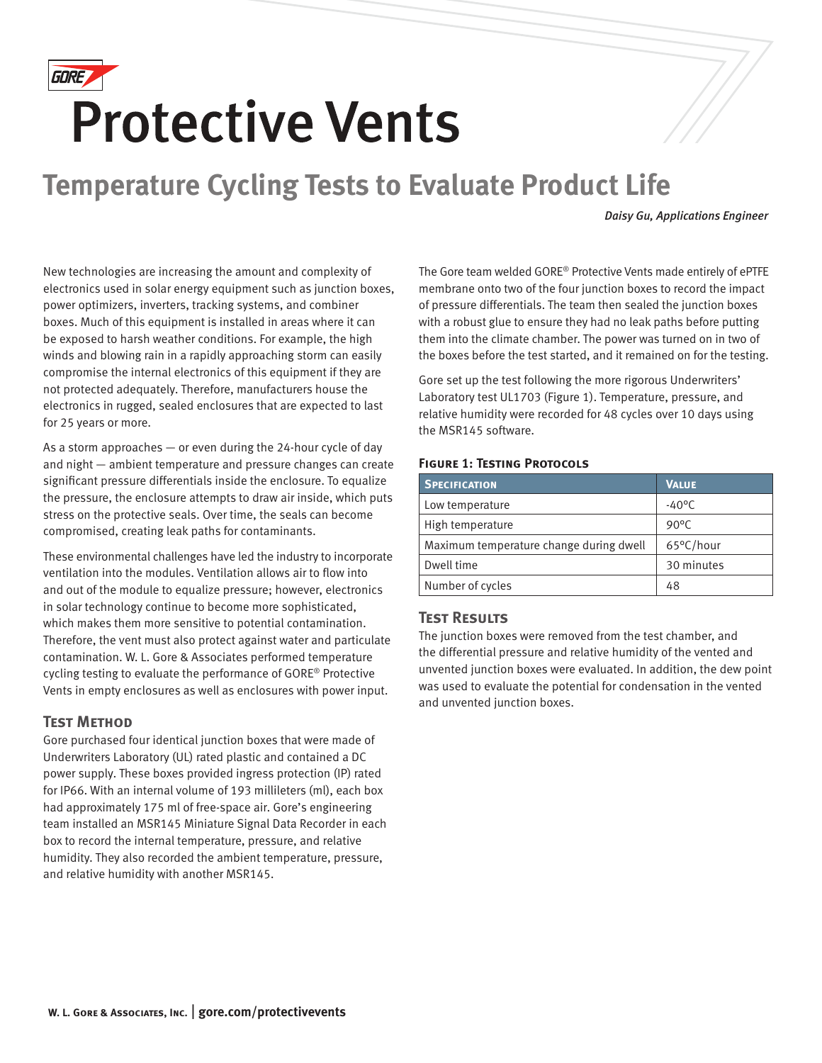# Protective Vents

## Temperature Cycling Tests to Evaluate Product Life

*Daisy Gu, Applications Engineer*

New technologies are increasing the amount and complexity of electronics used in solar energy equipment such as junction boxes, power optimizers, inverters, tracking systems, and combiner boxes. Much of this equipment is installed in areas where it can be exposed to harsh weather conditions. For example, the high winds and blowing rain in a rapidly approaching storm can easily compromise the internal electronics of this equipment if they are not protected adequately. Therefore, manufacturers house the electronics in rugged, sealed enclosures that are expected to last for 25 years or more.

As a storm approaches — or even during the 24-hour cycle of day and night — ambient temperature and pressure changes can create significant pressure differentials inside the enclosure. To equalize the pressure, the enclosure attempts to draw air inside, which puts stress on the protective seals. Over time, the seals can become compromised, creating leak paths for contaminants.

These environmental challenges have led the industry to incorporate ventilation into the modules. Ventilation allows air to flow into and out of the module to equalize pressure; however, electronics in solar technology continue to become more sophisticated, which makes them more sensitive to potential contamination. Therefore, the vent must also protect against water and particulate contamination. W. L. Gore & Associates performed temperature cycling testing to evaluate the performance of GORE® Protective Vents in empty enclosures as well as enclosures with power input.

### Test Method

Gore purchased four identical junction boxes that were made of Underwriters Laboratory (UL) rated plastic and contained a DC power supply. These boxes provided ingress protection (IP) rated for IP66. With an internal volume of 193 millileters (ml), each box had approximately 175 ml of free-space air. Gore's engineering team installed an MSR145 Miniature Signal Data Recorder in each box to record the internal temperature, pressure, and relative humidity. They also recorded the ambient temperature, pressure, and relative humidity with another MSR145.

The Gore team welded GORE® Protective Vents made entirely of ePTFE membrane onto two of the four junction boxes to record the impact of pressure differentials. The team then sealed the junction boxes with a robust glue to ensure they had no leak paths before putting them into the climate chamber. The power was turned on in two of the boxes before the test started, and it remained on for the testing.

Gore set up the test following the more rigorous Underwriters' Laboratory test UL1703 (Figure 1). Temperature, pressure, and relative humidity were recorded for 48 cycles over 10 days using the MSR145 software.

**Figure 1: Testing Protocols**

| Specification | Value |
|---|---|
| Low temperature | -40°C |
| High temperature | 90°C |
| Maximum temperature change during dwell | 65°C/hour |
| Dwell time | 30 minutes |
| Number of cycles | 48 |

### Test Results

The junction boxes were removed from the test chamber, and the differential pressure and relative humidity of the vented and unvented junction boxes were evaluated. In addition, the dew point was used to evaluate the potential for condensation in the vented and unvented junction boxes.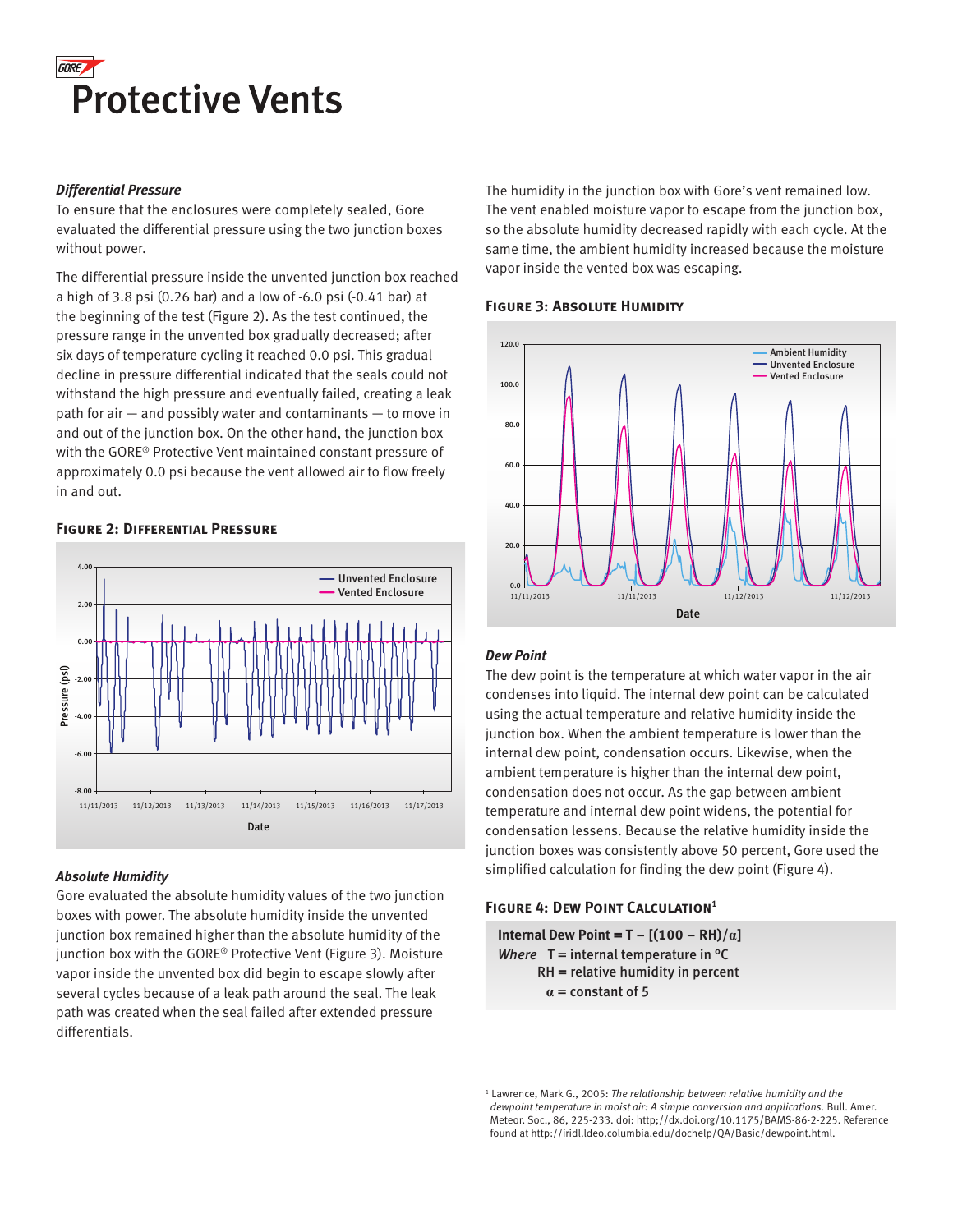# Protective Vents

### *Differential Pressure*

To ensure that the enclosures were completely sealed, Gore evaluated the differential pressure using the two junction boxes without power.

The differential pressure inside the unvented junction box reached a high of 3.8 psi (0.26 bar) and a low of -6.0 psi (-0.41 bar) at the beginning of the test (Figure 2). As the test continued, the pressure range in the unvented box gradually decreased; after six days of temperature cycling it reached 0.0 psi. This gradual decline in pressure differential indicated that the seals could not withstand the high pressure and eventually failed, creating a leak path for air — and possibly water and contaminants — to move in and out of the junction box. On the other hand, the junction box with the GORE® Protective Vent maintained constant pressure of approximately 0.0 psi because the vent allowed air to flow freely in and out.

**Figure 2: Differential Pressure**

### *Absolute Humidity*

Gore evaluated the absolute humidity values of the two junction boxes with power. The absolute humidity inside the unvented junction box remained higher than the absolute humidity of the junction box with the GORE® Protective Vent (Figure 3). Moisture vapor inside the unvented box did begin to escape slowly after several cycles because of a leak path around the seal. The leak path was created when the seal failed after extended pressure differentials.

The humidity in the junction box with Gore's vent remained low. The vent enabled moisture vapor to escape from the junction box, so the absolute humidity decreased rapidly with each cycle. At the same time, the ambient humidity increased because the moisture vapor inside the vented box was escaping.

**Figure 3: Absolute Humidity**

### *Dew Point*

The dew point is the temperature at which water vapor in the air condenses into liquid. The internal dew point can be calculated using the actual temperature and relative humidity inside the junction box. When the ambient temperature is lower than the internal dew point, condensation occurs. Likewise, when the ambient temperature is higher than the internal dew point, condensation does not occur. As the gap between ambient temperature and internal dew point widens, the potential for condensation lessens. Because the relative humidity inside the junction boxes was consistently above 50 percent, Gore used the simplified calculation for finding the dew point (Figure 4).

**Figure 4: Dew Point Calculation**[1]

**Internal Dew Point** $= T - [(100 - RH)/\alpha]$

*Where* $T$ = internal temperature in °C

$RH$ = relative humidity in percent

$\alpha$ = constant of 5

[1] Lawrence, Mark G., 2005: *The relationship between relative humidity and the dewpoint temperature in moist air: A simple conversion and applications.* Bull. Amer. Meteor. Soc., 86, 225-233. doi: http;//dx.doi.org/10.1175/BAMS-86-2-225. Reference found at http://iridl.ldeo.columbia.edu/dochelp/QA/Basic/dewpoint.html.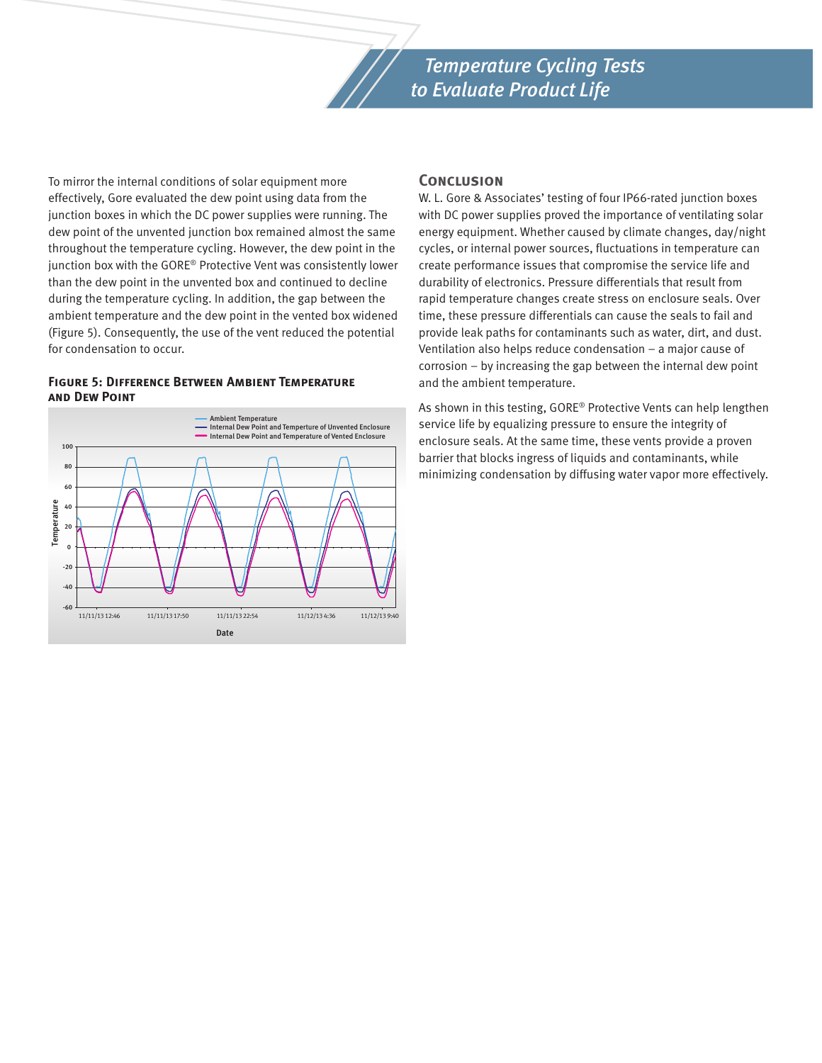To mirror the internal conditions of solar equipment more effectively, Gore evaluated the dew point using data from the junction boxes in which the DC power supplies were running. The dew point of the unvented junction box remained almost the same throughout the temperature cycling. However, the dew point in the junction box with the GORE® Protective Vent was consistently lower than the dew point in the unvented box and continued to decline during the temperature cycling. In addition, the gap between the ambient temperature and the dew point in the vented box widened (Figure 5). Consequently, the use of the vent reduced the potential for condensation to occur.

**Figure 5: Difference Between Ambient Temperature and Dew Point**

## Conclusion

W. L. Gore & Associates' testing of four IP66-rated junction boxes with DC power supplies proved the importance of ventilating solar energy equipment. Whether caused by climate changes, day/night cycles, or internal power sources, fluctuations in temperature can create performance issues that compromise the service life and durability of electronics. Pressure differentials that result from rapid temperature changes create stress on enclosure seals. Over time, these pressure differentials can cause the seals to fail and provide leak paths for contaminants such as water, dirt, and dust. Ventilation also helps reduce condensation – a major cause of corrosion – by increasing the gap between the internal dew point and the ambient temperature.

As shown in this testing, GORE® Protective Vents can help lengthen service life by equalizing pressure to ensure the integrity of enclosure seals. At the same time, these vents provide a proven barrier that blocks ingress of liquids and contaminants, while minimizing condensation by diffusing water vapor more effectively.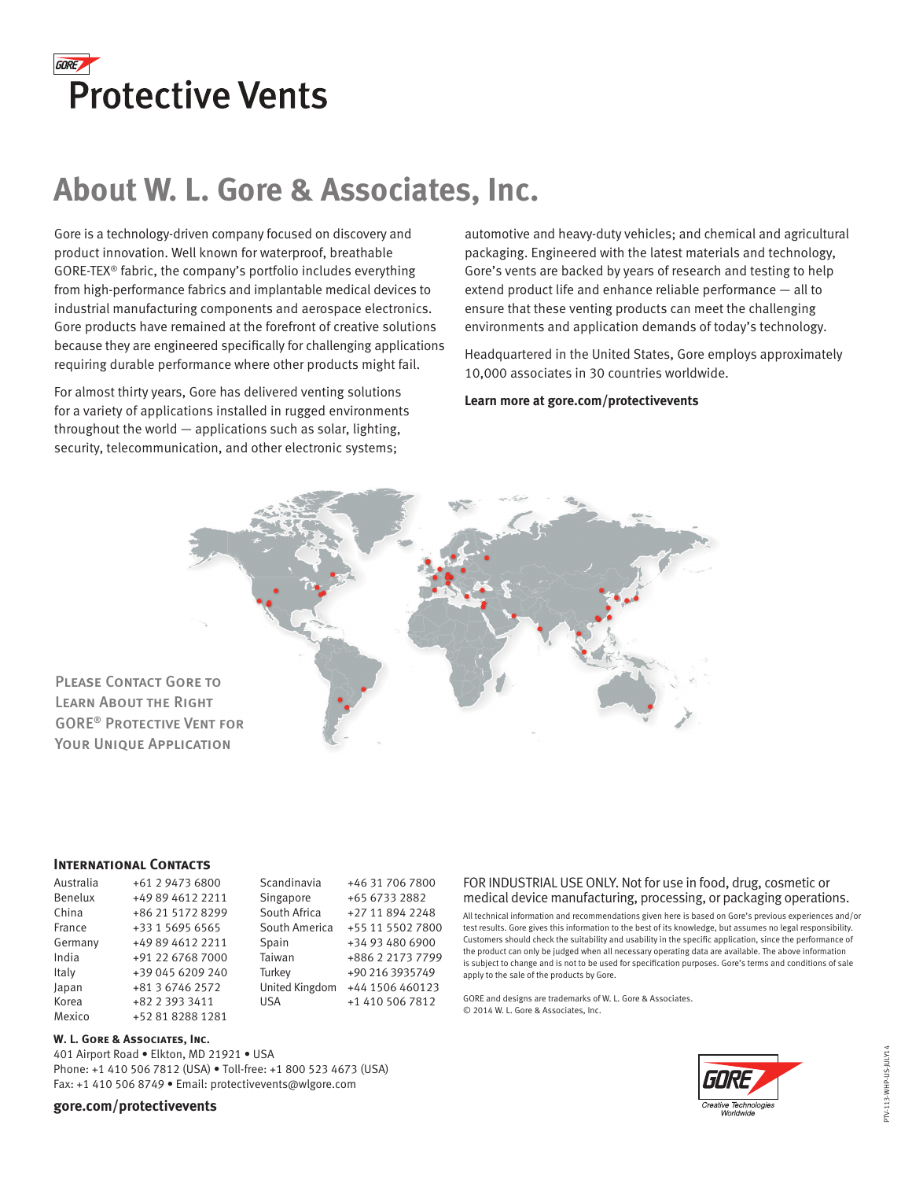# Protective Vents

## About W. L. Gore & Associates, Inc.

Gore is a technology-driven company focused on discovery and product innovation. Well known for waterproof, breathable GORE-TEX® fabric, the company's portfolio includes everything from high-performance fabrics and implantable medical devices to industrial manufacturing components and aerospace electronics. Gore products have remained at the forefront of creative solutions because they are engineered specifically for challenging applications requiring durable performance where other products might fail.

For almost thirty years, Gore has delivered venting solutions for a variety of applications installed in rugged environments throughout the world — applications such as solar, lighting, security, telecommunication, and other electronic systems; automotive and heavy-duty vehicles; and chemical and agricultural packaging. Engineered with the latest materials and technology, Gore's vents are backed by years of research and testing to help extend product life and enhance reliable performance — all to ensure that these venting products can meet the challenging environments and application demands of today's technology.

Headquartered in the United States, Gore employs approximately 10,000 associates in 30 countries worldwide.

**Learn more at gore.com/protectivevents**

Please Contact Gore to Learn About the Right GORE® Protective Vent for Your Unique Application

### International Contacts

| | | | |
|---|---|---|---|
| Australia | +61 2 9473 6800 | Scandinavia | +46 31 706 7800 |
| Benelux | +49 89 4612 2211 | Singapore | +65 6733 2882 |
| China | +86 21 5172 8299 | South Africa | +27 11 894 2248 |
| France | +33 1 5695 6565 | South America | +55 11 5502 7800 |
| Germany | +49 89 4612 2211 | Spain | +34 93 480 6900 |
| India | +91 22 6768 7000 | Taiwan | +886 2 2173 7799 |
| Italy | +39 045 6209 240 | Turkey | +90 216 3935749 |
| Japan | +81 3 6746 2572 | United Kingdom | +44 1506 460123 |
| Korea | +82 2 393 3411 | USA | +1 410 506 7812 |
| Mexico | +52 81 8288 1281 | | |

**W. L. Gore & Associates, Inc.**
401 Airport Road • Elkton, MD 21921 • USA
Phone: +1 410 506 7812 (USA) • Toll-free: +1 800 523 4673 (USA)
Fax: +1 410 506 8749 • Email: protectivevents@wlgore.com

**gore.com/protectivevents**

FOR INDUSTRIAL USE ONLY. Not for use in food, drug, cosmetic or medical device manufacturing, processing, or packaging operations.

All technical information and recommendations given here is based on Gore's previous experiences and/or test results. Gore gives this information to the best of its knowledge, but assumes no legal responsibility. Customers should check the suitability and usability in the specific application, since the performance of the product can only be judged when all necessary operating data are available. The above information is subject to change and is not to be used for specification purposes. Gore's terms and conditions of sale apply to the sale of the products by Gore.

GORE and designs are trademarks of W. L. Gore & Associates.
© 2014 W. L. Gore & Associates, Inc.

Creative Technologies Worldwide

PTV-113-WHP-US-JULY14